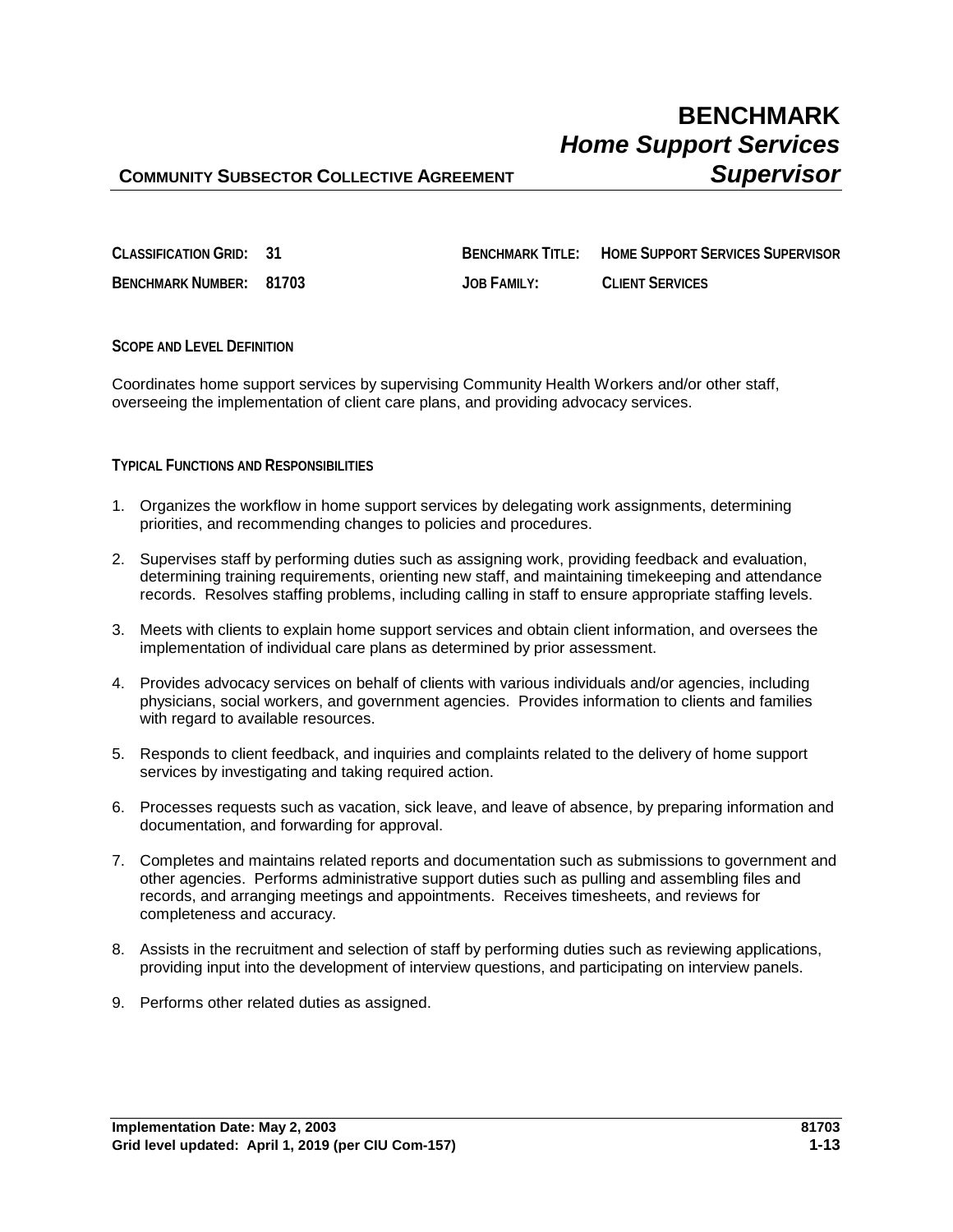# BENCHMARK
## *Home Support Services Supervisor*

**COMMUNITY SUBSECTOR COLLECTIVE AGREEMENT**

| | | | |
|---|---|---|---|
| **CLASSIFICATION GRID:** | **31** | **BENCHMARK TITLE:** | **HOME SUPPORT SERVICES SUPERVISOR** |
| **BENCHMARK NUMBER:** | **81703** | **JOB FAMILY:** | **CLIENT SERVICES** |

**SCOPE AND LEVEL DEFINITION**

Coordinates home support services by supervising Community Health Workers and/or other staff, overseeing the implementation of client care plans, and providing advocacy services.

**TYPICAL FUNCTIONS AND RESPONSIBILITIES**

1. Organizes the workflow in home support services by delegating work assignments, determining priorities, and recommending changes to policies and procedures.

2. Supervises staff by performing duties such as assigning work, providing feedback and evaluation, determining training requirements, orienting new staff, and maintaining timekeeping and attendance records. Resolves staffing problems, including calling in staff to ensure appropriate staffing levels.

3. Meets with clients to explain home support services and obtain client information, and oversees the implementation of individual care plans as determined by prior assessment.

4. Provides advocacy services on behalf of clients with various individuals and/or agencies, including physicians, social workers, and government agencies. Provides information to clients and families with regard to available resources.

5. Responds to client feedback, and inquiries and complaints related to the delivery of home support services by investigating and taking required action.

6. Processes requests such as vacation, sick leave, and leave of absence, by preparing information and documentation, and forwarding for approval.

7. Completes and maintains related reports and documentation such as submissions to government and other agencies. Performs administrative support duties such as pulling and assembling files and records, and arranging meetings and appointments. Receives timesheets, and reviews for completeness and accuracy.

8. Assists in the recruitment and selection of staff by performing duties such as reviewing applications, providing input into the development of interview questions, and participating on interview panels.

9. Performs other related duties as assigned.

**Implementation Date: May 2, 2003**
**Grid level updated: April 1, 2019 (per CIU Com-157)**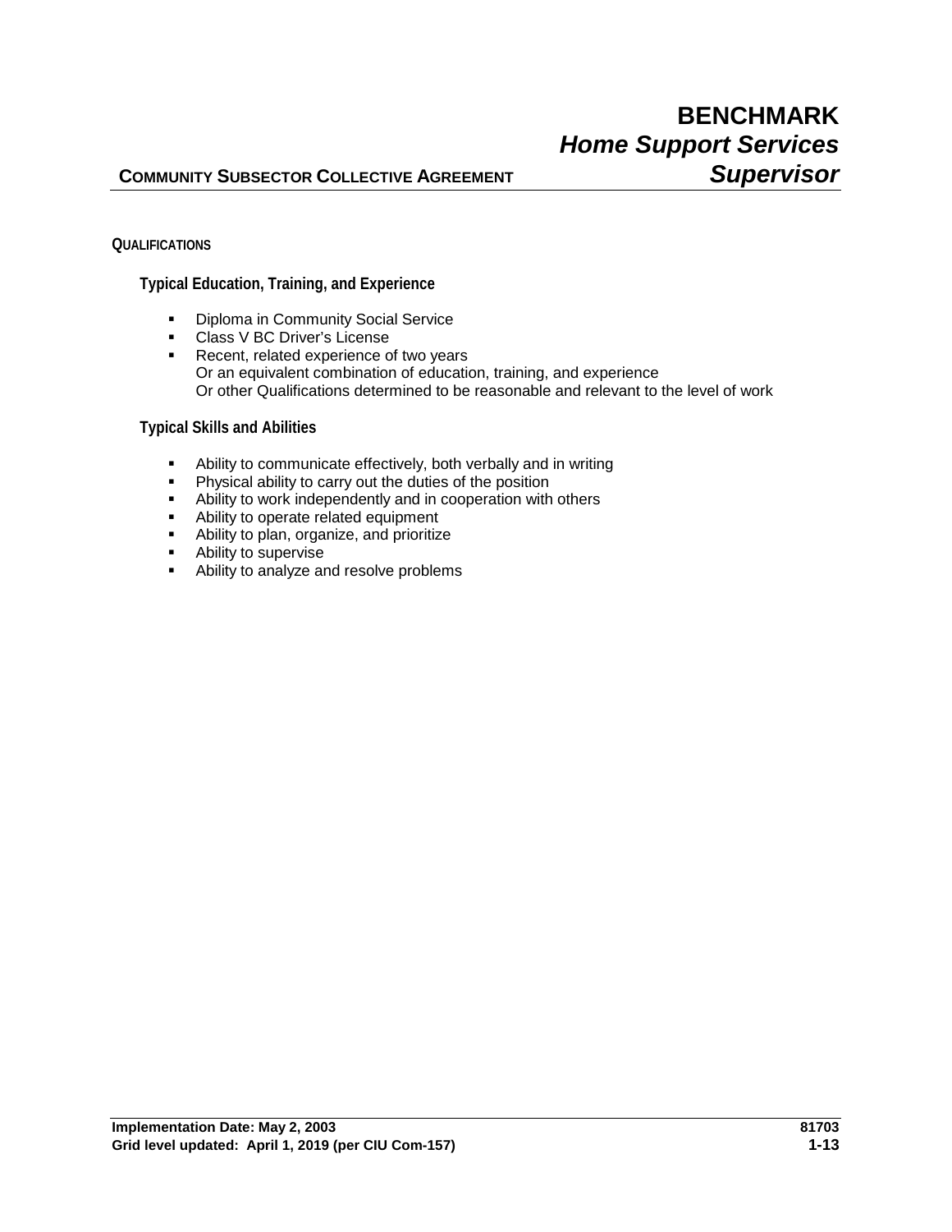## QUALIFICATIONS

### Typical Education, Training, and Experience

- Diploma in Community Social Service
- Class V BC Driver's License
- Recent, related experience of two years
  Or an equivalent combination of education, training, and experience
  Or other Qualifications determined to be reasonable and relevant to the level of work

### Typical Skills and Abilities

- Ability to communicate effectively, both verbally and in writing
- Physical ability to carry out the duties of the position
- Ability to work independently and in cooperation with others
- Ability to operate related equipment
- Ability to plan, organize, and prioritize
- Ability to supervise
- Ability to analyze and resolve problems